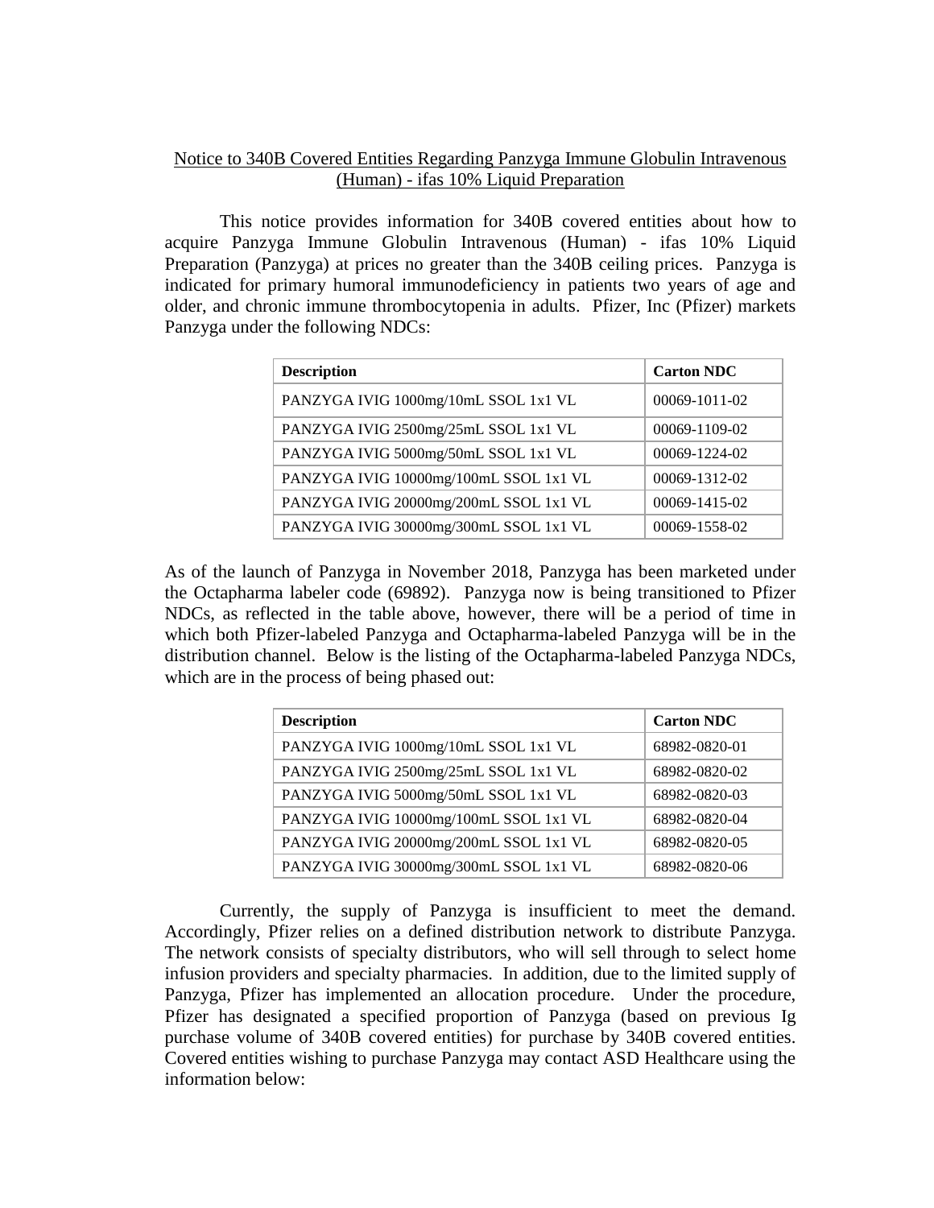<u>Notice to 340B Covered Entities Regarding Panzyga Immune Globulin Intravenous (Human) - ifas 10% Liquid Preparation</u>

This notice provides information for 340B covered entities about how to acquire Panzyga Immune Globulin Intravenous (Human) - ifas 10% Liquid Preparation (Panzyga) at prices no greater than the 340B ceiling prices. Panzyga is indicated for primary humoral immunodeficiency in patients two years of age and older, and chronic immune thrombocytopenia in adults. Pfizer, Inc (Pfizer) markets Panzyga under the following NDCs:

| Description | Carton NDC |
|---|---|
| PANZYGA IVIG 1000mg/10mL SSOL 1x1 VL | 00069-1011-02 |
| PANZYGA IVIG 2500mg/25mL SSOL 1x1 VL | 00069-1109-02 |
| PANZYGA IVIG 5000mg/50mL SSOL 1x1 VL | 00069-1224-02 |
| PANZYGA IVIG 10000mg/100mL SSOL 1x1 VL | 00069-1312-02 |
| PANZYGA IVIG 20000mg/200mL SSOL 1x1 VL | 00069-1415-02 |
| PANZYGA IVIG 30000mg/300mL SSOL 1x1 VL | 00069-1558-02 |

As of the launch of Panzyga in November 2018, Panzyga has been marketed under the Octapharma labeler code (69892). Panzyga now is being transitioned to Pfizer NDCs, as reflected in the table above, however, there will be a period of time in which both Pfizer-labeled Panzyga and Octapharma-labeled Panzyga will be in the distribution channel. Below is the listing of the Octapharma-labeled Panzyga NDCs, which are in the process of being phased out:

| Description | Carton NDC |
|---|---|
| PANZYGA IVIG 1000mg/10mL SSOL 1x1 VL | 68982-0820-01 |
| PANZYGA IVIG 2500mg/25mL SSOL 1x1 VL | 68982-0820-02 |
| PANZYGA IVIG 5000mg/50mL SSOL 1x1 VL | 68982-0820-03 |
| PANZYGA IVIG 10000mg/100mL SSOL 1x1 VL | 68982-0820-04 |
| PANZYGA IVIG 20000mg/200mL SSOL 1x1 VL | 68982-0820-05 |
| PANZYGA IVIG 30000mg/300mL SSOL 1x1 VL | 68982-0820-06 |

Currently, the supply of Panzyga is insufficient to meet the demand. Accordingly, Pfizer relies on a defined distribution network to distribute Panzyga. The network consists of specialty distributors, who will sell through to select home infusion providers and specialty pharmacies. In addition, due to the limited supply of Panzyga, Pfizer has implemented an allocation procedure. Under the procedure, Pfizer has designated a specified proportion of Panzyga (based on previous Ig purchase volume of 340B covered entities) for purchase by 340B covered entities. Covered entities wishing to purchase Panzyga may contact ASD Healthcare using the information below: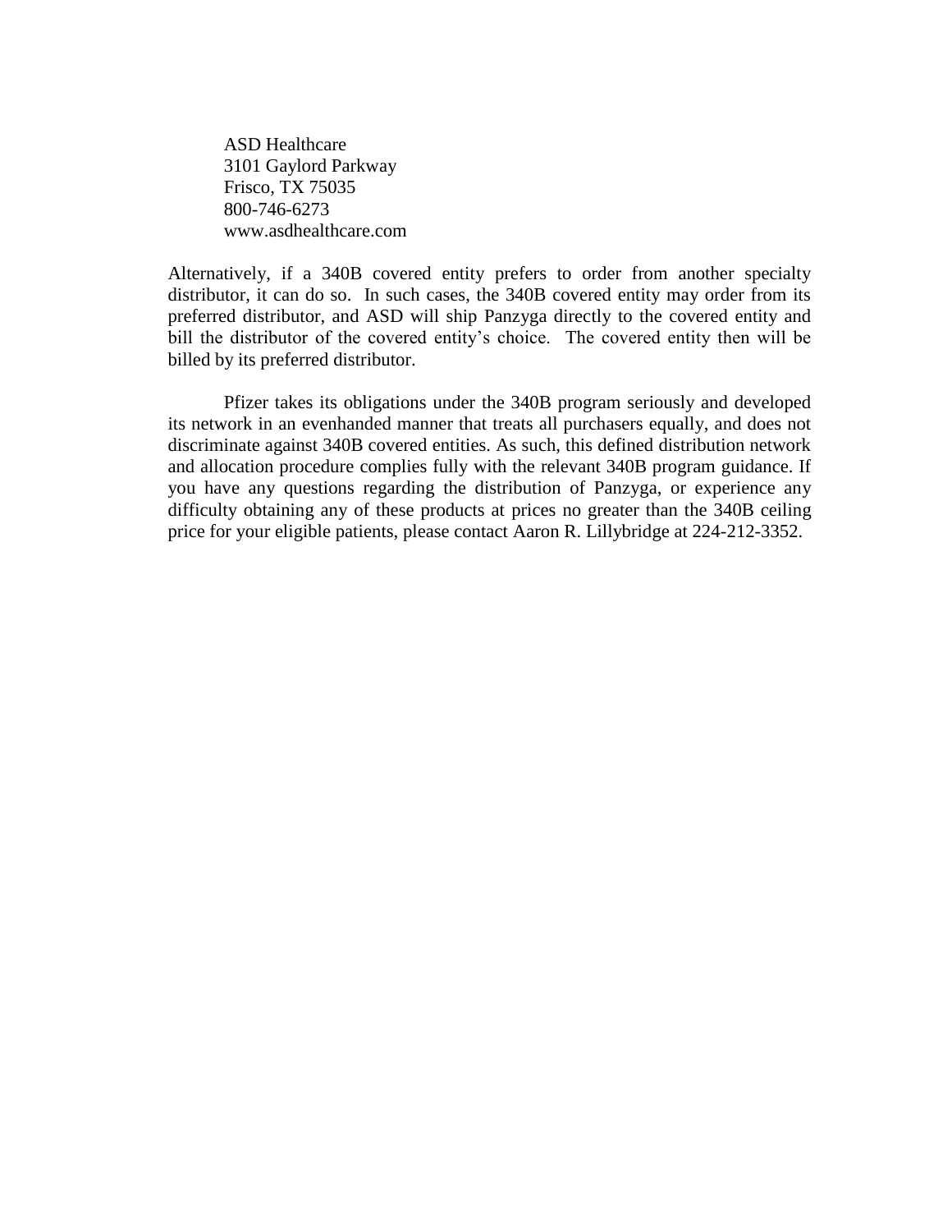ASD Healthcare
3101 Gaylord Parkway
Frisco, TX 75035
800-746-6273
www.asdhealthcare.com

Alternatively, if a 340B covered entity prefers to order from another specialty distributor, it can do so. In such cases, the 340B covered entity may order from its preferred distributor, and ASD will ship Panzyga directly to the covered entity and bill the distributor of the covered entity's choice. The covered entity then will be billed by its preferred distributor.

Pfizer takes its obligations under the 340B program seriously and developed its network in an evenhanded manner that treats all purchasers equally, and does not discriminate against 340B covered entities. As such, this defined distribution network and allocation procedure complies fully with the relevant 340B program guidance. If you have any questions regarding the distribution of Panzyga, or experience any difficulty obtaining any of these products at prices no greater than the 340B ceiling price for your eligible patients, please contact Aaron R. Lillybridge at 224-212-3352.